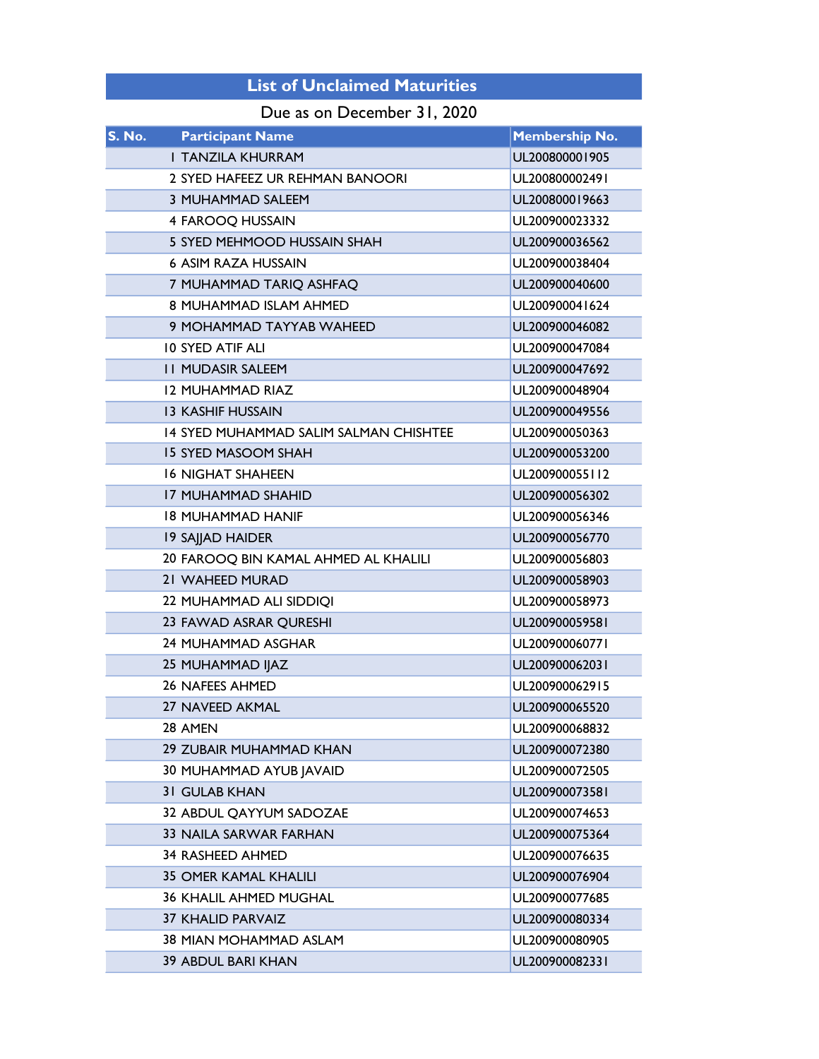# List of Unclaimed Maturities

Due as on December 31, 2020

| S. No. | Participant Name | Membership No. |
|---|---|---|
| 1 | TANZILA KHURRAM | UL200800001905 |
| 2 | SYED HAFEEZ UR REHMAN BANOORI | UL200800002491 |
| 3 | MUHAMMAD SALEEM | UL200800019663 |
| 4 | FAROOQ HUSSAIN | UL200900023332 |
| 5 | SYED MEHMOOD HUSSAIN SHAH | UL200900036562 |
| 6 | ASIM RAZA HUSSAIN | UL200900038404 |
| 7 | MUHAMMAD TARIQ ASHFAQ | UL200900040600 |
| 8 | MUHAMMAD ISLAM AHMED | UL200900041624 |
| 9 | MOHAMMAD TAYYAB WAHEED | UL200900046082 |
| 10 | SYED ATIF ALI | UL200900047084 |
| 11 | MUDASIR SALEEM | UL200900047692 |
| 12 | MUHAMMAD RIAZ | UL200900048904 |
| 13 | KASHIF HUSSAIN | UL200900049556 |
| 14 | SYED MUHAMMAD SALIM SALMAN CHISHTEE | UL200900050363 |
| 15 | SYED MASOOM SHAH | UL200900053200 |
| 16 | NIGHAT SHAHEEN | UL200900055112 |
| 17 | MUHAMMAD SHAHID | UL200900056302 |
| 18 | MUHAMMAD HANIF | UL200900056346 |
| 19 | SAJJAD HAIDER | UL200900056770 |
| 20 | FAROOQ BIN KAMAL AHMED AL KHALILI | UL200900056803 |
| 21 | WAHEED MURAD | UL200900058903 |
| 22 | MUHAMMAD ALI SIDDIQI | UL200900058973 |
| 23 | FAWAD ASRAR QURESHI | UL200900059581 |
| 24 | MUHAMMAD ASGHAR | UL200900060771 |
| 25 | MUHAMMAD IJAZ | UL200900062031 |
| 26 | NAFEES AHMED | UL200900062915 |
| 27 | NAVEED AKMAL | UL200900065520 |
| 28 | AMEN | UL200900068832 |
| 29 | ZUBAIR MUHAMMAD KHAN | UL200900072380 |
| 30 | MUHAMMAD AYUB JAVAID | UL200900072505 |
| 31 | GULAB KHAN | UL200900073581 |
| 32 | ABDUL QAYYUM SADOZAE | UL200900074653 |
| 33 | NAILA SARWAR FARHAN | UL200900075364 |
| 34 | RASHEED AHMED | UL200900076635 |
| 35 | OMER KAMAL KHALILI | UL200900076904 |
| 36 | KHALIL AHMED MUGHAL | UL200900077685 |
| 37 | KHALID PARVAIZ | UL200900080334 |
| 38 | MIAN MOHAMMAD ASLAM | UL200900080905 |
| 39 | ABDUL BARI KHAN | UL200900082331 |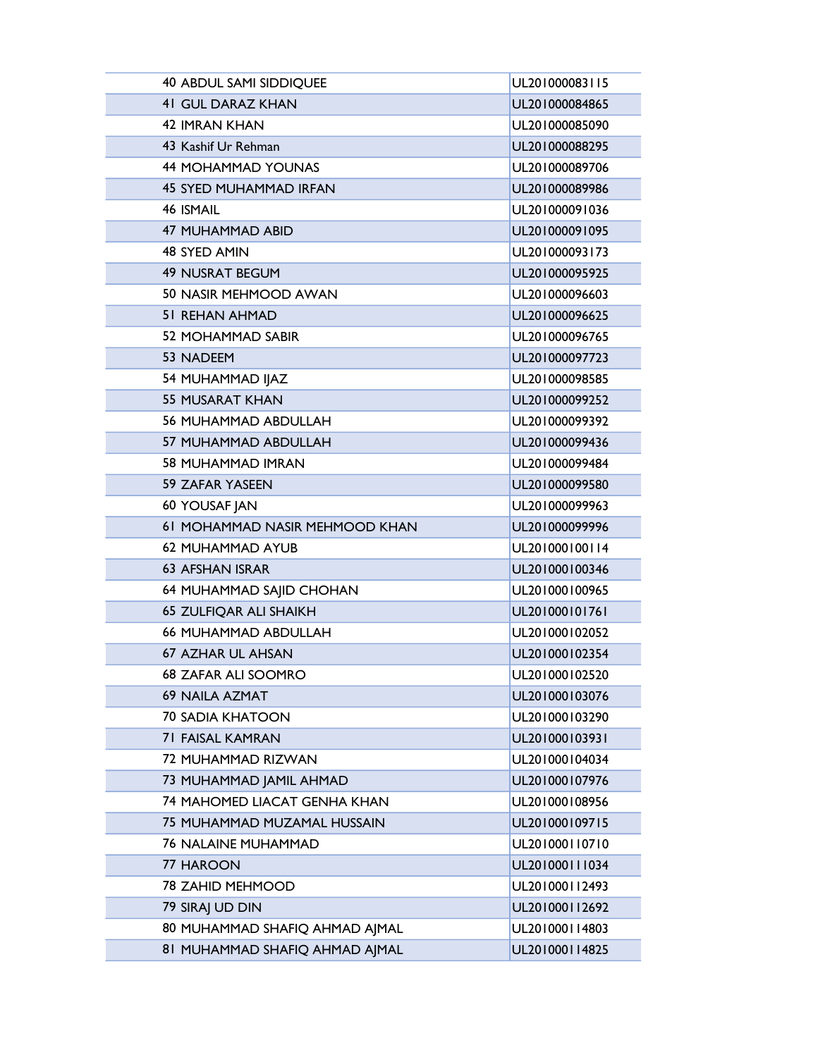| | | |
|---|---|---|
| 40 | ABDUL SAMI SIDDIQUEE | UL201000083115 |
| 41 | GUL DARAZ KHAN | UL201000084865 |
| 42 | IMRAN KHAN | UL201000085090 |
| 43 | Kashif Ur Rehman | UL201000088295 |
| 44 | MOHAMMAD YOUNAS | UL201000089706 |
| 45 | SYED MUHAMMAD IRFAN | UL201000089986 |
| 46 | ISMAIL | UL201000091036 |
| 47 | MUHAMMAD ABID | UL201000091095 |
| 48 | SYED AMIN | UL201000093173 |
| 49 | NUSRAT BEGUM | UL201000095925 |
| 50 | NASIR MEHMOOD AWAN | UL201000096603 |
| 51 | REHAN AHMAD | UL201000096625 |
| 52 | MOHAMMAD SABIR | UL201000096765 |
| 53 | NADEEM | UL201000097723 |
| 54 | MUHAMMAD IJAZ | UL201000098585 |
| 55 | MUSARAT KHAN | UL201000099252 |
| 56 | MUHAMMAD ABDULLAH | UL201000099392 |
| 57 | MUHAMMAD ABDULLAH | UL201000099436 |
| 58 | MUHAMMAD IMRAN | UL201000099484 |
| 59 | ZAFAR YASEEN | UL201000099580 |
| 60 | YOUSAF JAN | UL201000099963 |
| 61 | MOHAMMAD NASIR MEHMOOD KHAN | UL201000099996 |
| 62 | MUHAMMAD AYUB | UL201000100114 |
| 63 | AFSHAN ISRAR | UL201000100346 |
| 64 | MUHAMMAD SAJID CHOHAN | UL201000100965 |
| 65 | ZULFIQAR ALI SHAIKH | UL201000101761 |
| 66 | MUHAMMAD ABDULLAH | UL201000102052 |
| 67 | AZHAR UL AHSAN | UL201000102354 |
| 68 | ZAFAR ALI SOOMRO | UL201000102520 |
| 69 | NAILA AZMAT | UL201000103076 |
| 70 | SADIA KHATOON | UL201000103290 |
| 71 | FAISAL KAMRAN | UL201000103931 |
| 72 | MUHAMMAD RIZWAN | UL201000104034 |
| 73 | MUHAMMAD JAMIL AHMAD | UL201000107976 |
| 74 | MAHOMED LIACAT GENHA KHAN | UL201000108956 |
| 75 | MUHAMMAD MUZAMAL HUSSAIN | UL201000109715 |
| 76 | NALAINE MUHAMMAD | UL201000110710 |
| 77 | HAROON | UL201000111034 |
| 78 | ZAHID MEHMOOD | UL201000112493 |
| 79 | SIRAJ UD DIN | UL201000112692 |
| 80 | MUHAMMAD SHAFIQ AHMAD AJMAL | UL201000114803 |
| 81 | MUHAMMAD SHAFIQ AHMAD AJMAL | UL201000114825 |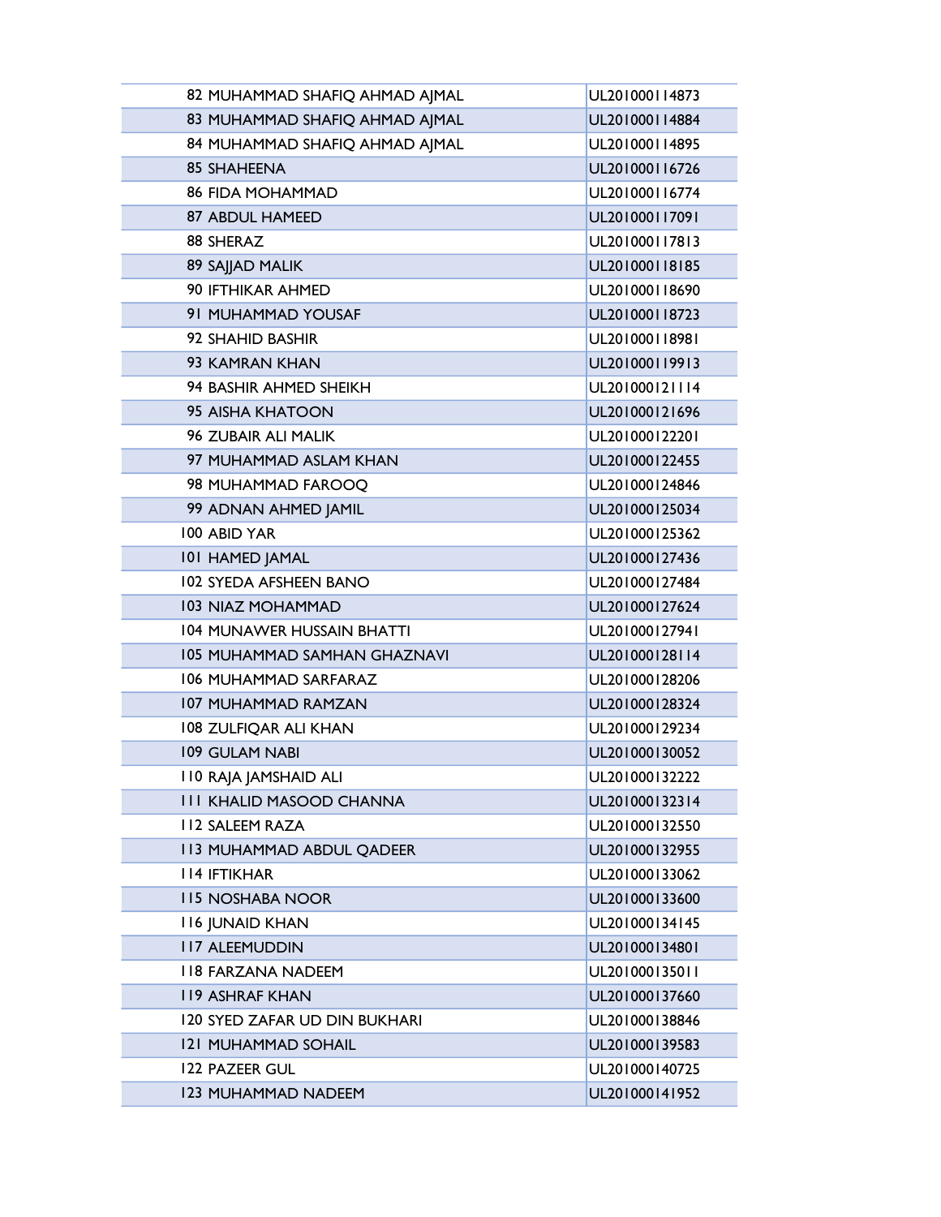| | | |
|---|---|---|
| 82 | MUHAMMAD SHAFIQ AHMAD AJMAL | UL201000114873 |
| 83 | MUHAMMAD SHAFIQ AHMAD AJMAL | UL201000114884 |
| 84 | MUHAMMAD SHAFIQ AHMAD AJMAL | UL201000114895 |
| 85 | SHAHEENA | UL201000116726 |
| 86 | FIDA MOHAMMAD | UL201000116774 |
| 87 | ABDUL HAMEED | UL201000117091 |
| 88 | SHERAZ | UL201000117813 |
| 89 | SAJJAD MALIK | UL201000118185 |
| 90 | IFTHIKAR AHMED | UL201000118690 |
| 91 | MUHAMMAD YOUSAF | UL201000118723 |
| 92 | SHAHID BASHIR | UL201000118981 |
| 93 | KAMRAN KHAN | UL201000119913 |
| 94 | BASHIR AHMED SHEIKH | UL201000121114 |
| 95 | AISHA KHATOON | UL201000121696 |
| 96 | ZUBAIR ALI MALIK | UL201000122201 |
| 97 | MUHAMMAD ASLAM KHAN | UL201000122455 |
| 98 | MUHAMMAD FAROOQ | UL201000124846 |
| 99 | ADNAN AHMED JAMIL | UL201000125034 |
| 100 | ABID YAR | UL201000125362 |
| 101 | HAMED JAMAL | UL201000127436 |
| 102 | SYEDA AFSHEEN BANO | UL201000127484 |
| 103 | NIAZ MOHAMMAD | UL201000127624 |
| 104 | MUNAWER HUSSAIN BHATTI | UL201000127941 |
| 105 | MUHAMMAD SAMHAN GHAZNAVI | UL201000128114 |
| 106 | MUHAMMAD SARFARAZ | UL201000128206 |
| 107 | MUHAMMAD RAMZAN | UL201000128324 |
| 108 | ZULFIQAR ALI KHAN | UL201000129234 |
| 109 | GULAM NABI | UL201000130052 |
| 110 | RAJA JAMSHAID ALI | UL201000132222 |
| 111 | KHALID MASOOD CHANNA | UL201000132314 |
| 112 | SALEEM RAZA | UL201000132550 |
| 113 | MUHAMMAD ABDUL QADEER | UL201000132955 |
| 114 | IFTIKHAR | UL201000133062 |
| 115 | NOSHABA NOOR | UL201000133600 |
| 116 | JUNAID KHAN | UL201000134145 |
| 117 | ALEEMUDDIN | UL201000134801 |
| 118 | FARZANA NADEEM | UL201000135011 |
| 119 | ASHRAF KHAN | UL201000137660 |
| 120 | SYED ZAFAR UD DIN BUKHARI | UL201000138846 |
| 121 | MUHAMMAD SOHAIL | UL201000139583 |
| 122 | PAZEER GUL | UL201000140725 |
| 123 | MUHAMMAD NADEEM | UL201000141952 |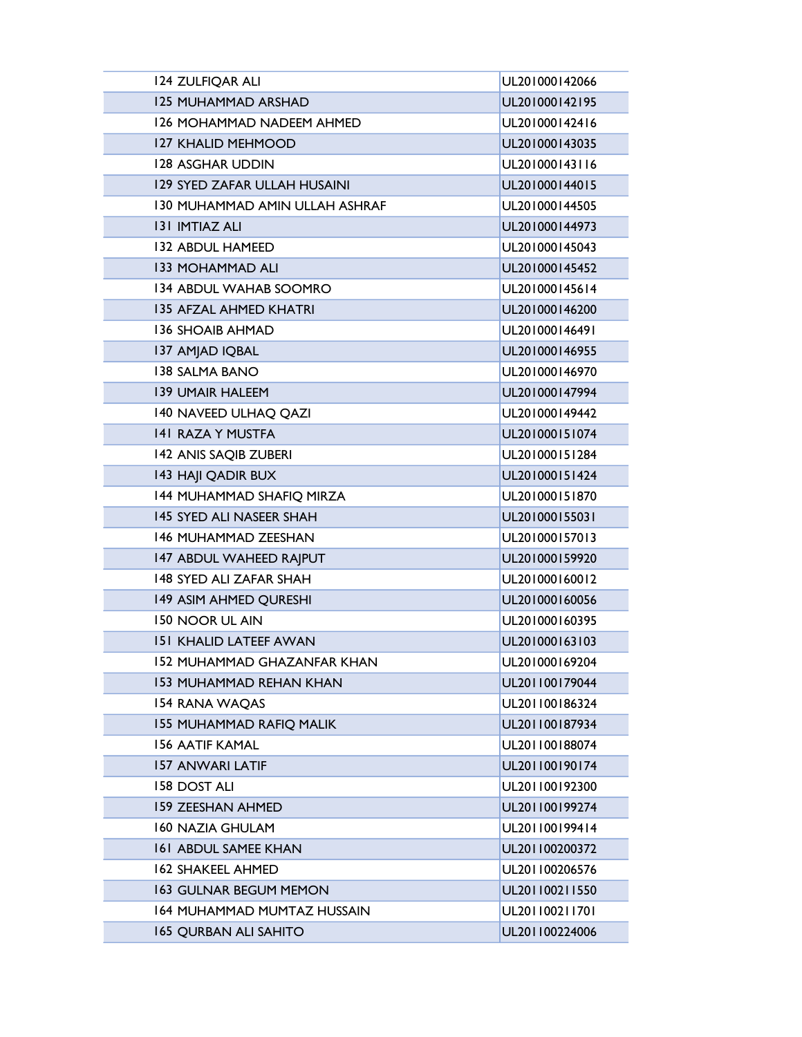| | |
|---|---|
| 124 ZULFIQAR ALI | UL201000142066 |
| 125 MUHAMMAD ARSHAD | UL201000142195 |
| 126 MOHAMMAD NADEEM AHMED | UL201000142416 |
| 127 KHALID MEHMOOD | UL201000143035 |
| 128 ASGHAR UDDIN | UL201000143116 |
| 129 SYED ZAFAR ULLAH HUSAINI | UL201000144015 |
| 130 MUHAMMAD AMIN ULLAH ASHRAF | UL201000144505 |
| 131 IMTIAZ ALI | UL201000144973 |
| 132 ABDUL HAMEED | UL201000145043 |
| 133 MOHAMMAD ALI | UL201000145452 |
| 134 ABDUL WAHAB SOOMRO | UL201000145614 |
| 135 AFZAL AHMED KHATRI | UL201000146200 |
| 136 SHOAIB AHMAD | UL201000146491 |
| 137 AMJAD IQBAL | UL201000146955 |
| 138 SALMA BANO | UL201000146970 |
| 139 UMAIR HALEEM | UL201000147994 |
| 140 NAVEED ULHAQ QAZI | UL201000149442 |
| 141 RAZA Y MUSTFA | UL201000151074 |
| 142 ANIS SAQIB ZUBERI | UL201000151284 |
| 143 HAJI QADIR BUX | UL201000151424 |
| 144 MUHAMMAD SHAFIQ MIRZA | UL201000151870 |
| 145 SYED ALI NASEER SHAH | UL201000155031 |
| 146 MUHAMMAD ZEESHAN | UL201000157013 |
| 147 ABDUL WAHEED RAJPUT | UL201000159920 |
| 148 SYED ALI ZAFAR SHAH | UL201000160012 |
| 149 ASIM AHMED QURESHI | UL201000160056 |
| 150 NOOR UL AIN | UL201000160395 |
| 151 KHALID LATEEF AWAN | UL201000163103 |
| 152 MUHAMMAD GHAZANFAR KHAN | UL201000169204 |
| 153 MUHAMMAD REHAN KHAN | UL201100179044 |
| 154 RANA WAQAS | UL201100186324 |
| 155 MUHAMMAD RAFIQ MALIK | UL201100187934 |
| 156 AATIF KAMAL | UL201100188074 |
| 157 ANWARI LATIF | UL201100190174 |
| 158 DOST ALI | UL201100192300 |
| 159 ZEESHAN AHMED | UL201100199274 |
| 160 NAZIA GHULAM | UL201100199414 |
| 161 ABDUL SAMEE KHAN | UL201100200372 |
| 162 SHAKEEL AHMED | UL201100206576 |
| 163 GULNAR BEGUM MEMON | UL201100211550 |
| 164 MUHAMMAD MUMTAZ HUSSAIN | UL201100211701 |
| 165 QURBAN ALI SAHITO | UL201100224006 |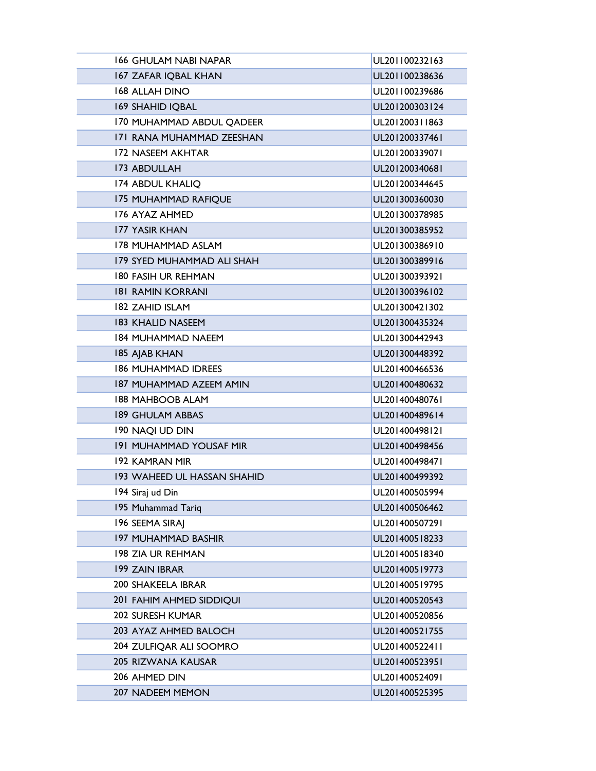| | |
|---|---|
| 166 GHULAM NABI NAPAR | UL201100232163 |
| 167 ZAFAR IQBAL KHAN | UL201100238636 |
| 168 ALLAH DINO | UL201100239686 |
| 169 SHAHID IQBAL | UL201200303124 |
| 170 MUHAMMAD ABDUL QADEER | UL201200311863 |
| 171 RANA MUHAMMAD ZEESHAN | UL201200337461 |
| 172 NASEEM AKHTAR | UL201200339071 |
| 173 ABDULLAH | UL201200340681 |
| 174 ABDUL KHALIQ | UL201200344645 |
| 175 MUHAMMAD RAFIQUE | UL201300360030 |
| 176 AYAZ AHMED | UL201300378985 |
| 177 YASIR KHAN | UL201300385952 |
| 178 MUHAMMAD ASLAM | UL201300386910 |
| 179 SYED MUHAMMAD ALI SHAH | UL201300389916 |
| 180 FASIH UR REHMAN | UL201300393921 |
| 181 RAMIN KORRANI | UL201300396102 |
| 182 ZAHID ISLAM | UL201300421302 |
| 183 KHALID NASEEM | UL201300435324 |
| 184 MUHAMMAD NAEEM | UL201300442943 |
| 185 AJAB KHAN | UL201300448392 |
| 186 MUHAMMAD IDREES | UL201400466536 |
| 187 MUHAMMAD AZEEM AMIN | UL201400480632 |
| 188 MAHBOOB ALAM | UL201400480761 |
| 189 GHULAM ABBAS | UL201400489614 |
| 190 NAQI UD DIN | UL201400498121 |
| 191 MUHAMMAD YOUSAF MIR | UL201400498456 |
| 192 KAMRAN MIR | UL201400498471 |
| 193 WAHEED UL HASSAN SHAHID | UL201400499392 |
| 194 Siraj ud Din | UL201400505994 |
| 195 Muhammad Tariq | UL201400506462 |
| 196 SEEMA SIRAJ | UL201400507291 |
| 197 MUHAMMAD BASHIR | UL201400518233 |
| 198 ZIA UR REHMAN | UL201400518340 |
| 199 ZAIN IBRAR | UL201400519773 |
| 200 SHAKEELA IBRAR | UL201400519795 |
| 201 FAHIM AHMED SIDDIQUI | UL201400520543 |
| 202 SURESH KUMAR | UL201400520856 |
| 203 AYAZ AHMED BALOCH | UL201400521755 |
| 204 ZULFIQAR ALI SOOMRO | UL201400522411 |
| 205 RIZWANA KAUSAR | UL201400523951 |
| 206 AHMED DIN | UL201400524091 |
| 207 NADEEM MEMON | UL201400525395 |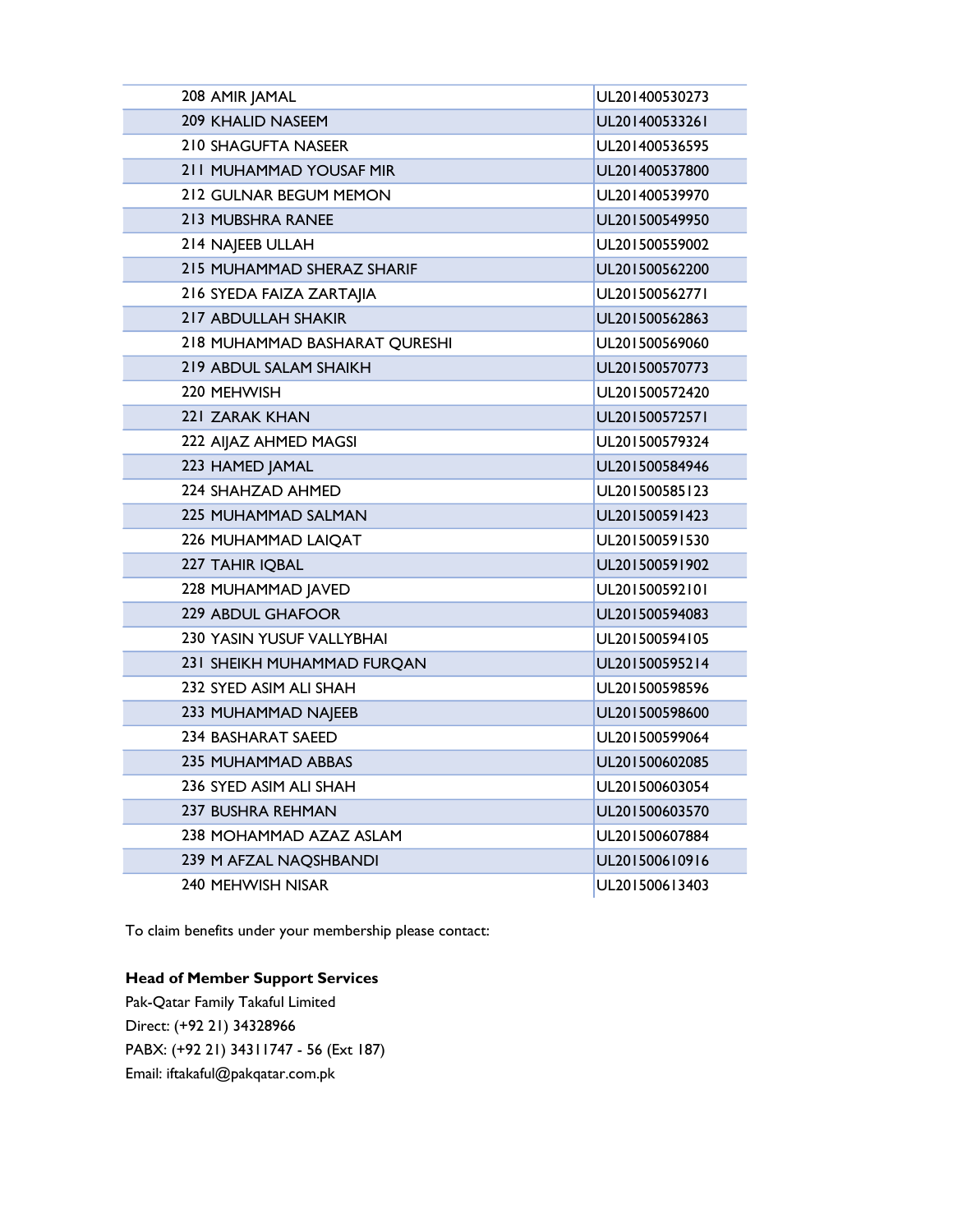| | |
|---|---|
| 208 AMIR JAMAL | UL201400530273 |
| 209 KHALID NASEEM | UL201400533261 |
| 210 SHAGUFTA NASEER | UL201400536595 |
| 211 MUHAMMAD YOUSAF MIR | UL201400537800 |
| 212 GULNAR BEGUM MEMON | UL201400539970 |
| 213 MUBSHRA RANEE | UL201500549950 |
| 214 NAJEEB ULLAH | UL201500559002 |
| 215 MUHAMMAD SHERAZ SHARIF | UL201500562200 |
| 216 SYEDA FAIZA ZARTAJIA | UL201500562771 |
| 217 ABDULLAH SHAKIR | UL201500562863 |
| 218 MUHAMMAD BASHARAT QURESHI | UL201500569060 |
| 219 ABDUL SALAM SHAIKH | UL201500570773 |
| 220 MEHWISH | UL201500572420 |
| 221 ZARAK KHAN | UL201500572571 |
| 222 AIJAZ AHMED MAGSI | UL201500579324 |
| 223 HAMED JAMAL | UL201500584946 |
| 224 SHAHZAD AHMED | UL201500585123 |
| 225 MUHAMMAD SALMAN | UL201500591423 |
| 226 MUHAMMAD LAIQAT | UL201500591530 |
| 227 TAHIR IQBAL | UL201500591902 |
| 228 MUHAMMAD JAVED | UL201500592101 |
| 229 ABDUL GHAFOOR | UL201500594083 |
| 230 YASIN YUSUF VALLYBHAI | UL201500594105 |
| 231 SHEIKH MUHAMMAD FURQAN | UL201500595214 |
| 232 SYED ASIM ALI SHAH | UL201500598596 |
| 233 MUHAMMAD NAJEEB | UL201500598600 |
| 234 BASHARAT SAEED | UL201500599064 |
| 235 MUHAMMAD ABBAS | UL201500602085 |
| 236 SYED ASIM ALI SHAH | UL201500603054 |
| 237 BUSHRA REHMAN | UL201500603570 |
| 238 MOHAMMAD AZAZ ASLAM | UL201500607884 |
| 239 M AFZAL NAQSHBANDI | UL201500610916 |
| 240 MEHWISH NISAR | UL201500613403 |

To claim benefits under your membership please contact:

**Head of Member Support Services**
Pak-Qatar Family Takaful Limited
Direct: (+92 21) 34328966
PABX: (+92 21) 34311747 - 56 (Ext 187)
Email: iftakaful@pakqatar.com.pk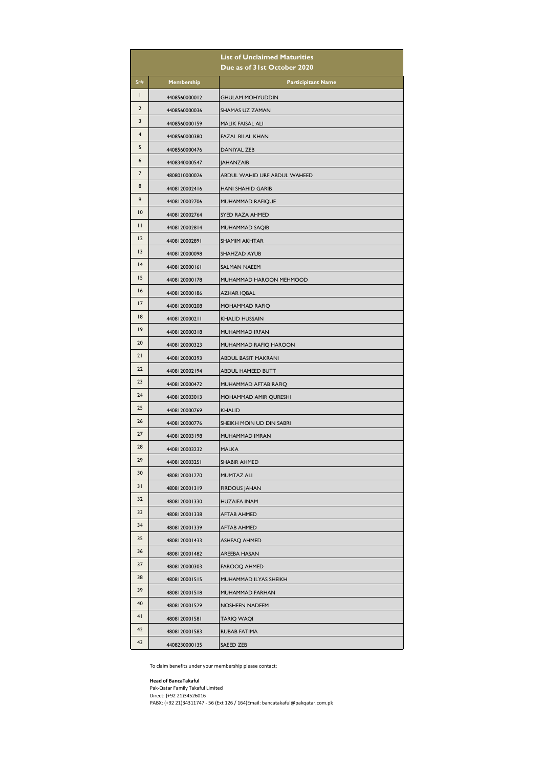| List of Unclaimed Maturities Due as of 31st October 2020 | | |
|---|---|---|
| Sr# | Membership | Participitant Name |
| 1 | 4408560000012 | GHULAM MOHYUDDIN |
| 2 | 4408560000036 | SHAMAS UZ ZAMAN |
| 3 | 4408560000159 | MALIK FAISAL ALI |
| 4 | 4408560000380 | FAZAL BILAL KHAN |
| 5 | 4408560000476 | DANIYAL ZEB |
| 6 | 4408340000547 | JAHANZAIB |
| 7 | 4808010000026 | ABDUL WAHID URF ABDUL WAHEED |
| 8 | 4408120002416 | HANI SHAHID GARIB |
| 9 | 4408120002706 | MUHAMMAD RAFIQUE |
| 10 | 4408120002764 | SYED RAZA AHMED |
| 11 | 4408120002814 | MUHAMMAD SAQIB |
| 12 | 4408120002891 | SHAMIM AKHTAR |
| 13 | 4408120000098 | SHAHZAD AYUB |
| 14 | 4408120000161 | SALMAN NAEEM |
| 15 | 4408120000178 | MUHAMMAD HAROON MEHMOOD |
| 16 | 4408120000186 | AZHAR IQBAL |
| 17 | 4408120000208 | MOHAMMAD RAFIQ |
| 18 | 4408120000211 | KHALID HUSSAIN |
| 19 | 4408120000318 | MUHAMMAD IRFAN |
| 20 | 4408120000323 | MUHAMMAD RAFIQ HAROON |
| 21 | 4408120000393 | ABDUL BASIT MAKRANI |
| 22 | 4408120002194 | ABDUL HAMEED BUTT |
| 23 | 4408120000472 | MUHAMMAD AFTAB RAFIQ |
| 24 | 4408120003013 | MOHAMMAD AMIR QURESHI |
| 25 | 4408120000769 | KHALID |
| 26 | 4408120000776 | SHEIKH MOIN UD DIN SABRI |
| 27 | 4408120003198 | MUHAMMAD IMRAN |
| 28 | 4408120003232 | MALKA |
| 29 | 4408120003251 | SHABIR AHMED |
| 30 | 4808120001270 | MUMTAZ ALI |
| 31 | 4808120001319 | FIRDOUS JAHAN |
| 32 | 4808120001330 | HUZAIFA INAM |
| 33 | 4808120001338 | AFTAB AHMED |
| 34 | 4808120001339 | AFTAB AHMED |
| 35 | 4808120001433 | ASHFAQ AHMED |
| 36 | 4808120001482 | AREEBA HASAN |
| 37 | 4808120000303 | FAROOQ AHMED |
| 38 | 4808120001515 | MUHAMMAD ILYAS SHEIKH |
| 39 | 4808120001518 | MUHAMMAD FARHAN |
| 40 | 4808120001529 | NOSHEEN NADEEM |
| 41 | 4808120001581 | TARIQ WAQI |
| 42 | 4808120001583 | RUBAB FATIMA |
| 43 | 4408230000135 | SAEED ZEB |

To claim benefits under your membership please contact:

**Head of BancaTakaful**
Pak-Qatar Family Takaful Limited
Direct: (+92 21)34526016
PABX: (+92 21)34311747 - 56 (Ext 126 / 164)Email: bancatakaful@pakqatar.com.pk